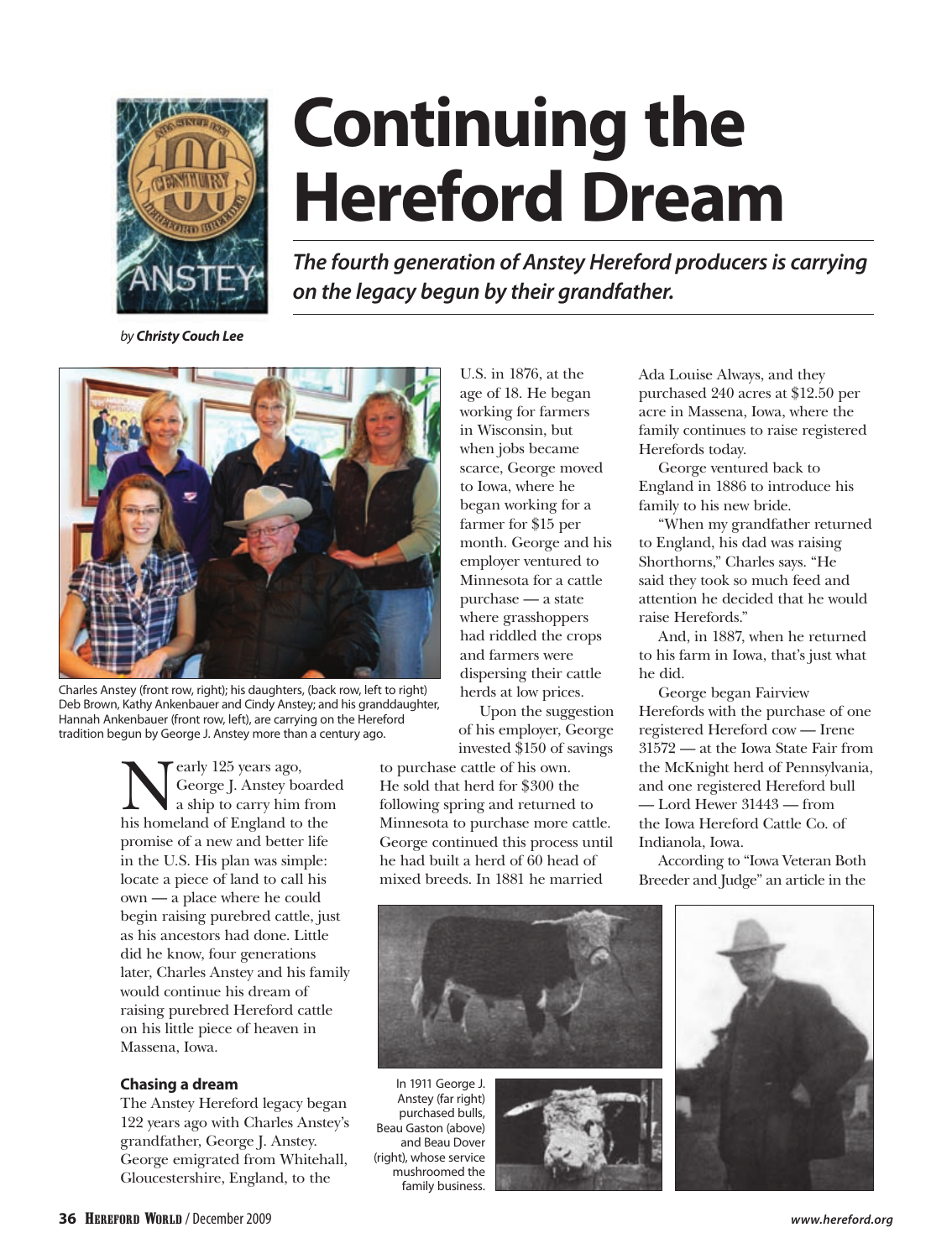# Continuing the Hereford Dream

***The fourth generation of Anstey Hereford producers is carrying on the legacy begun by their grandfather.***

by ***Christy Couch Lee***

Charles Anstey (front row, right); his daughters, (back row, left to right) Deb Brown, Kathy Ankenbauer and Cindy Anstey; and his granddaughter, Hannah Ankenbauer (front row, left), are carrying on the Hereford tradition begun by George J. Anstey more than a century ago.

Nearly 125 years ago, George J. Anstey boarded a ship to carry him from his homeland of England to the promise of a new and better life in the U.S. His plan was simple: locate a piece of land to call his own — a place where he could begin raising purebred cattle, just as his ancestors had done. Little did he know, four generations later, Charles Anstey and his family would continue his dream of raising purebred Hereford cattle on his little piece of heaven in Massena, Iowa.

### Chasing a dream

The Anstey Hereford legacy began 122 years ago with Charles Anstey's grandfather, George J. Anstey. George emigrated from Whitehall, Gloucestershire, England, to the U.S. in 1876, at the age of 18. He began working for farmers in Wisconsin, but when jobs became scarce, George moved to Iowa, where he began working for a farmer for $15 per month. George and his employer ventured to Minnesota for a cattle purchase — a state where grasshoppers had riddled the crops and farmers were dispersing their cattle herds at low prices.

Upon the suggestion of his employer, George invested $150 of savings to purchase cattle of his own. He sold that herd for $300 the following spring and returned to Minnesota to purchase more cattle. George continued this process until he had built a herd of 60 head of mixed breeds. In 1881 he married Ada Louise Always, and they purchased 240 acres at $12.50 per acre in Massena, Iowa, where the family continues to raise registered Herefords today.

George ventured back to England in 1886 to introduce his family to his new bride.

"When my grandfather returned to England, his dad was raising Shorthorns," Charles says. "He said they took so much feed and attention he decided that he would raise Herefords."

And, in 1887, when he returned to his farm in Iowa, that's just what he did.

George began Fairview Herefords with the purchase of one registered Hereford cow — Irene 31572 — at the Iowa State Fair from the McKnight herd of Pennsylvania, and one registered Hereford bull — Lord Hewer 31443 — from the Iowa Hereford Cattle Co. of Indianola, Iowa.

According to "Iowa Veteran Both Breeder and Judge" an article in the

In 1911 George J. Anstey (far right) purchased bulls, Beau Gaston (above) and Beau Dover (right), whose service mushroomed the family business.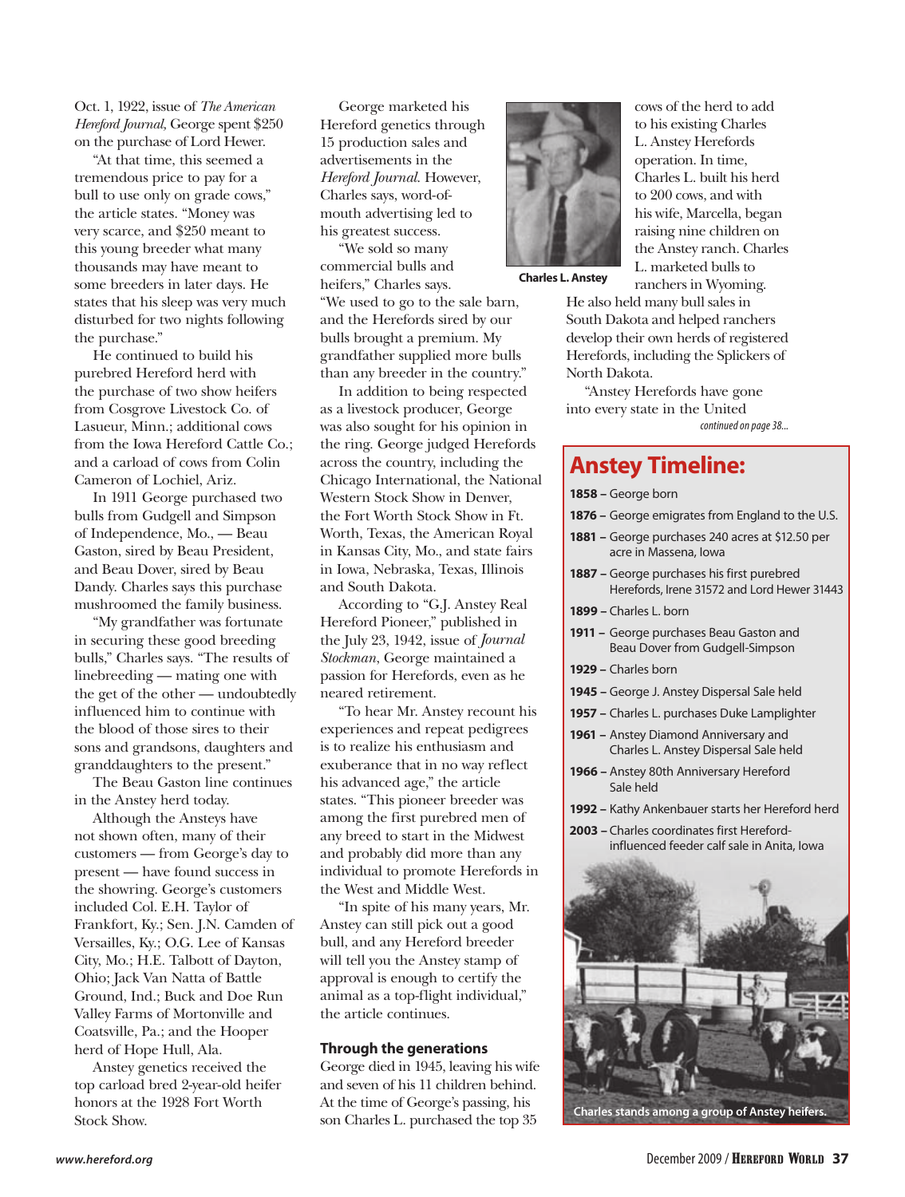Oct. 1, 1922, issue of *The American Hereford Journal*, George spent $250 on the purchase of Lord Hewer.

"At that time, this seemed a tremendous price to pay for a bull to use only on grade cows," the article states. "Money was very scarce, and $250 meant to this young breeder what many thousands may have meant to some breeders in later days. He states that his sleep was very much disturbed for two nights following the purchase."

He continued to build his purebred Hereford herd with the purchase of two show heifers from Cosgrove Livestock Co. of Lasueur, Minn.; additional cows from the Iowa Hereford Cattle Co.; and a carload of cows from Colin Cameron of Lochiel, Ariz.

In 1911 George purchased two bulls from Gudgell and Simpson of Independence, Mo., — Beau Gaston, sired by Beau President, and Beau Dover, sired by Beau Dandy. Charles says this purchase mushroomed the family business.

"My grandfather was fortunate in securing these good breeding bulls," Charles says. "The results of linebreeding — mating one with the get of the other — undoubtedly influenced him to continue with the blood of those sires to their sons and grandsons, daughters and granddaughters to the present."

The Beau Gaston line continues in the Anstey herd today.

Although the Ansteys have not shown often, many of their customers — from George's day to present — have found success in the showring. George's customers included Col. E.H. Taylor of Frankfort, Ky.; Sen. J.N. Camden of Versailles, Ky.; O.G. Lee of Kansas City, Mo.; H.E. Talbott of Dayton, Ohio; Jack Van Natta of Battle Ground, Ind.; Buck and Doe Run Valley Farms of Mortonville and Coatsville, Pa.; and the Hooper herd of Hope Hull, Ala.

Anstey genetics received the top carload bred 2-year-old heifer honors at the 1928 Fort Worth Stock Show.

George marketed his Hereford genetics through 15 production sales and advertisements in the *Hereford Journal*. However, Charles says, word-of-mouth advertising led to his greatest success.

"We sold so many commercial bulls and heifers," Charles says. "We used to go to the sale barn, and the Herefords sired by our bulls brought a premium. My grandfather supplied more bulls than any breeder in the country."

In addition to being respected as a livestock producer, George was also sought for his opinion in the ring. George judged Herefords across the country, including the Chicago International, the National Western Stock Show in Denver, the Fort Worth Stock Show in Ft. Worth, Texas, the American Royal in Kansas City, Mo., and state fairs in Iowa, Nebraska, Texas, Illinois and South Dakota.

According to "G.J. Anstey Real Hereford Pioneer," published in the July 23, 1942, issue of *Journal Stockman*, George maintained a passion for Herefords, even as he neared retirement.

"To hear Mr. Anstey recount his experiences and repeat pedigrees is to realize his enthusiasm and exuberance that in no way reflect his advanced age," the article states. "This pioneer breeder was among the first purebred men of any breed to start in the Midwest and probably did more than any individual to promote Herefords in the West and Middle West.

"In spite of his many years, Mr. Anstey can still pick out a good bull, and any Hereford breeder will tell you the Anstey stamp of approval is enough to certify the animal as a top-flight individual," the article continues.

### Through the generations

George died in 1945, leaving his wife and seven of his 11 children behind. At the time of George's passing, his son Charles L. purchased the top 35 cows of the herd to add to his existing Charles L. Anstey Herefords operation. In time, Charles L. built his herd to 200 cows, and with his wife, Marcella, began raising nine children on the Anstey ranch. Charles L. marketed bulls to ranchers in Wyoming. He also held many bull sales in South Dakota and helped ranchers develop their own herds of registered Herefords, including the Splickers of North Dakota.

"Anstey Herefords have gone into every state in the United

*continued on page 38...*

**Charles L. Anstey**

## Anstey Timeline:

- **1858 –** George born
- **1876 –** George emigrates from England to the U.S.
- **1881 –** George purchases 240 acres at $12.50 per acre in Massena, Iowa
- **1887 –** George purchases his first purebred Herefords, Irene 31572 and Lord Hewer 31443
- **1899 –** Charles L. born
- **1911 –** George purchases Beau Gaston and Beau Dover from Gudgell-Simpson
- **1929 –** Charles born
- **1945 –** George J. Anstey Dispersal Sale held
- **1957 –** Charles L. purchases Duke Lamplighter
- **1961 –** Anstey Diamond Anniversary and Charles L. Anstey Dispersal Sale held
- **1966 –** Anstey 80th Anniversary Hereford Sale held
- **1992 –** Kathy Ankenbauer starts her Hereford herd
- **2003 –** Charles coordinates first Hereford-influenced feeder calf sale in Anita, Iowa

Charles stands among a group of Anstey heifers.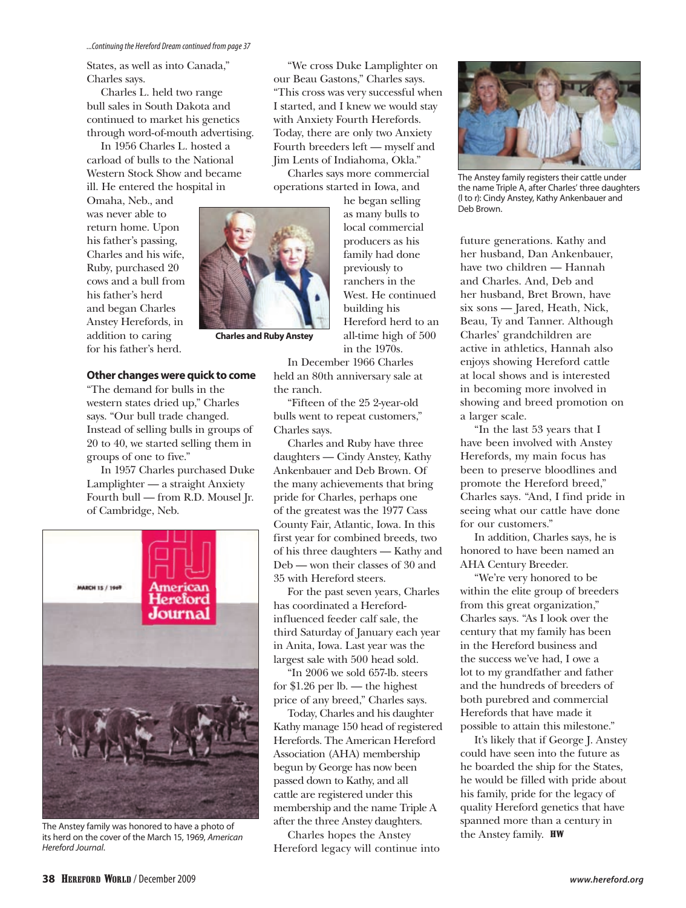*...Continuing the Hereford Dream continued from page 37*

States, as well as into Canada," Charles says.

Charles L. held two range bull sales in South Dakota and continued to market his genetics through word-of-mouth advertising.

In 1956 Charles L. hosted a carload of bulls to the National Western Stock Show and became ill. He entered the hospital in Omaha, Neb., and was never able to return home. Upon his father's passing, Charles and his wife, Ruby, purchased 20 cows and a bull from his father's herd and began Charles Anstey Herefords, in addition to caring for his father's herd.

**Charles and Ruby Anstey**

### Other changes were quick to come

"The demand for bulls in the western states dried up," Charles says. "Our bull trade changed. Instead of selling bulls in groups of 20 to 40, we started selling them in groups of one to five."

In 1957 Charles purchased Duke Lamplighter — a straight Anxiety Fourth bull — from R.D. Mousel Jr. of Cambridge, Neb.

The Anstey family was honored to have a photo of its herd on the cover of the March 15, 1969, *American Hereford Journal.*

"We cross Duke Lamplighter on our Beau Gastons," Charles says. "This cross was very successful when I started, and I knew we would stay with Anxiety Fourth Herefords. Today, there are only two Anxiety Fourth breeders left — myself and Jim Lents of Indiahoma, Okla."

Charles says more commercial operations started in Iowa, and he began selling as many bulls to local commercial producers as his family had done previously to ranchers in the West. He continued building his Hereford herd to an all-time high of 500 in the 1970s.

In December 1966 Charles held an 80th anniversary sale at the ranch.

"Fifteen of the 25 2-year-old bulls went to repeat customers," Charles says.

Charles and Ruby have three daughters — Cindy Anstey, Kathy Ankenbauer and Deb Brown. Of the many achievements that bring pride for Charles, perhaps one of the greatest was the 1977 Cass County Fair, Atlantic, Iowa. In this first year for combined breeds, two of his three daughters — Kathy and Deb — won their classes of 30 and 35 with Hereford steers.

For the past seven years, Charles has coordinated a Hereford-influenced feeder calf sale, the third Saturday of January each year in Anita, Iowa. Last year was the largest sale with 500 head sold.

"In 2006 we sold 657-lb. steers for $1.26 per lb. — the highest price of any breed," Charles says.

Today, Charles and his daughter Kathy manage 150 head of registered Herefords. The American Hereford Association (AHA) membership begun by George has now been passed down to Kathy, and all cattle are registered under this membership and the name Triple A after the three Anstey daughters.

Charles hopes the Anstey Hereford legacy will continue into future generations. Kathy and her husband, Dan Ankenbauer, have two children — Hannah and Charles. And, Deb and her husband, Bret Brown, have six sons — Jared, Heath, Nick, Beau, Ty and Tanner. Although Charles' grandchildren are active in athletics, Hannah also enjoys showing Hereford cattle at local shows and is interested in becoming more involved in showing and breed promotion on a larger scale.

The Anstey family registers their cattle under the name Triple A, after Charles' three daughters (l to r): Cindy Anstey, Kathy Ankenbauer and Deb Brown.

"In the last 53 years that I have been involved with Anstey Herefords, my main focus has been to preserve bloodlines and promote the Hereford breed," Charles says. "And, I find pride in seeing what our cattle have done for our customers."

In addition, Charles says, he is honored to have been named an AHA Century Breeder.

"We're very honored to be within the elite group of breeders from this great organization," Charles says. "As I look over the century that my family has been in the Hereford business and the success we've had, I owe a lot to my grandfather and father and the hundreds of breeders of both purebred and commercial Herefords that have made it possible to attain this milestone."

It's likely that if George J. Anstey could have seen into the future as he boarded the ship for the States, he would be filled with pride about his family, pride for the legacy of quality Hereford genetics that have spanned more than a century in the Anstey family. **HW**